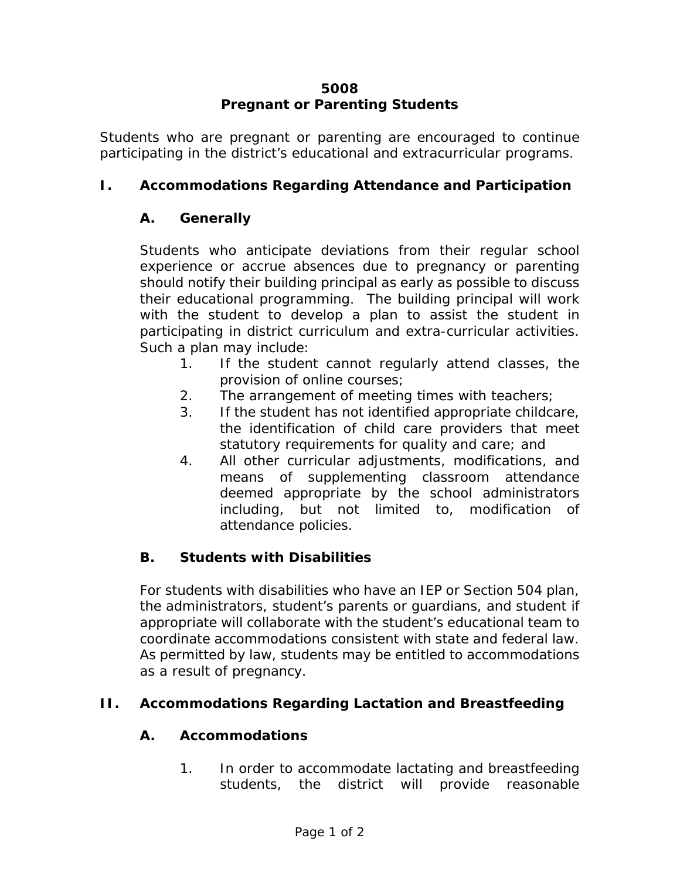# 5008
# Pregnant or Parenting Students

Students who are pregnant or parenting are encouraged to continue participating in the district's educational and extracurricular programs.

## I. Accommodations Regarding Attendance and Participation

### A. Generally

Students who anticipate deviations from their regular school experience or accrue absences due to pregnancy or parenting should notify their building principal as early as possible to discuss their educational programming. The building principal will work with the student to develop a plan to assist the student in participating in district curriculum and extra-curricular activities. Such a plan may include:

1. If the student cannot regularly attend classes, the provision of online courses;
2. The arrangement of meeting times with teachers;
3. If the student has not identified appropriate childcare, the identification of child care providers that meet statutory requirements for quality and care; and
4. All other curricular adjustments, modifications, and means of supplementing classroom attendance deemed appropriate by the school administrators including, but not limited to, modification of attendance policies.

### B. Students with Disabilities

For students with disabilities who have an IEP or Section 504 plan, the administrators, student's parents or guardians, and student if appropriate will collaborate with the student's educational team to coordinate accommodations consistent with state and federal law. As permitted by law, students may be entitled to accommodations as a result of pregnancy.

## II. Accommodations Regarding Lactation and Breastfeeding

### A. Accommodations

1. In order to accommodate lactating and breastfeeding students, the district will provide reasonable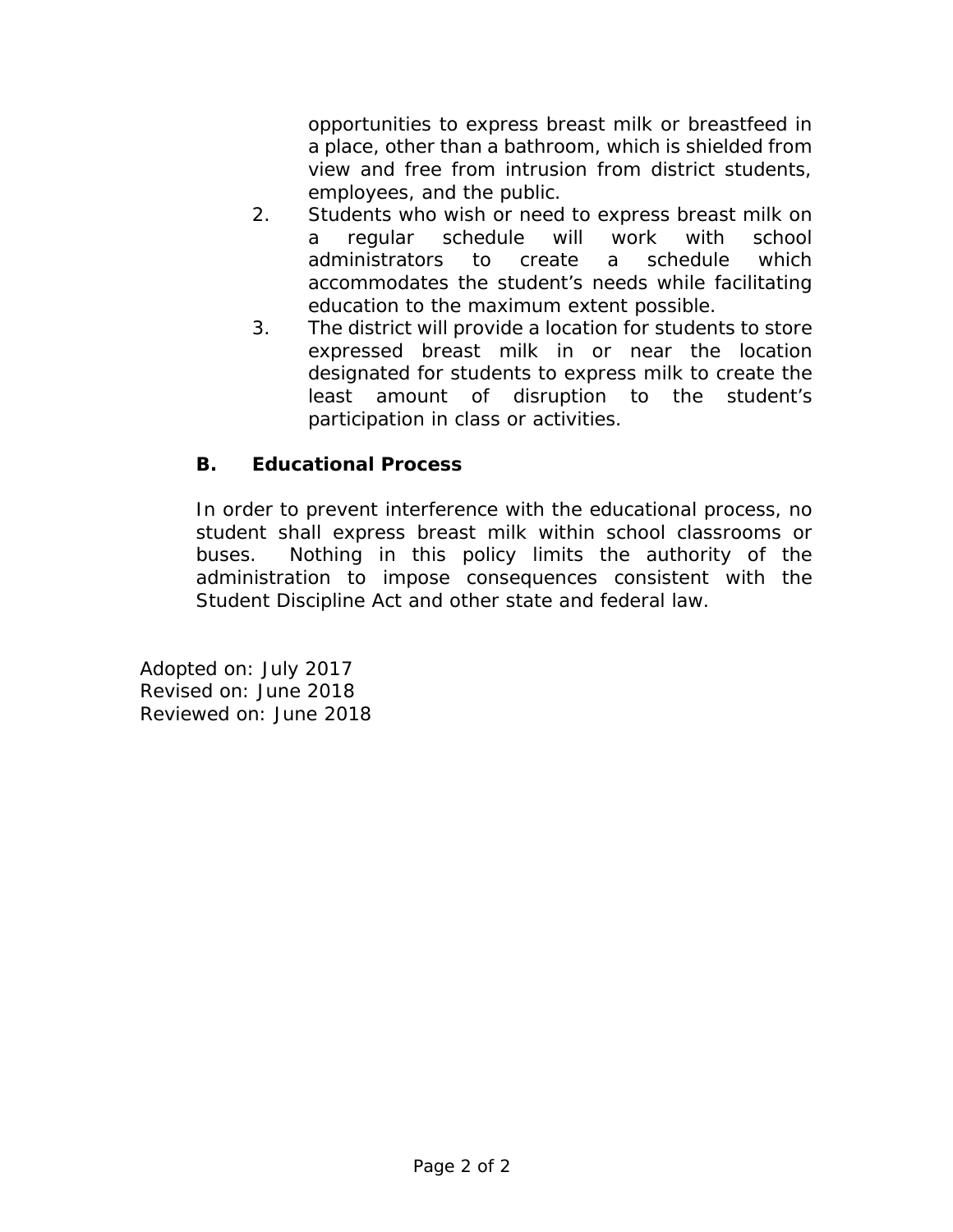opportunities to express breast milk or breastfeed in a place, other than a bathroom, which is shielded from view and free from intrusion from district students, employees, and the public.

2. Students who wish or need to express breast milk on a regular schedule will work with school administrators to create a schedule which accommodates the student's needs while facilitating education to the maximum extent possible.
3. The district will provide a location for students to store expressed breast milk in or near the location designated for students to express milk to create the least amount of disruption to the student's participation in class or activities.

**B. Educational Process**

In order to prevent interference with the educational process, no student shall express breast milk within school classrooms or buses. Nothing in this policy limits the authority of the administration to impose consequences consistent with the Student Discipline Act and other state and federal law.

Adopted on: July 2017
Revised on: June 2018
Reviewed on: June 2018